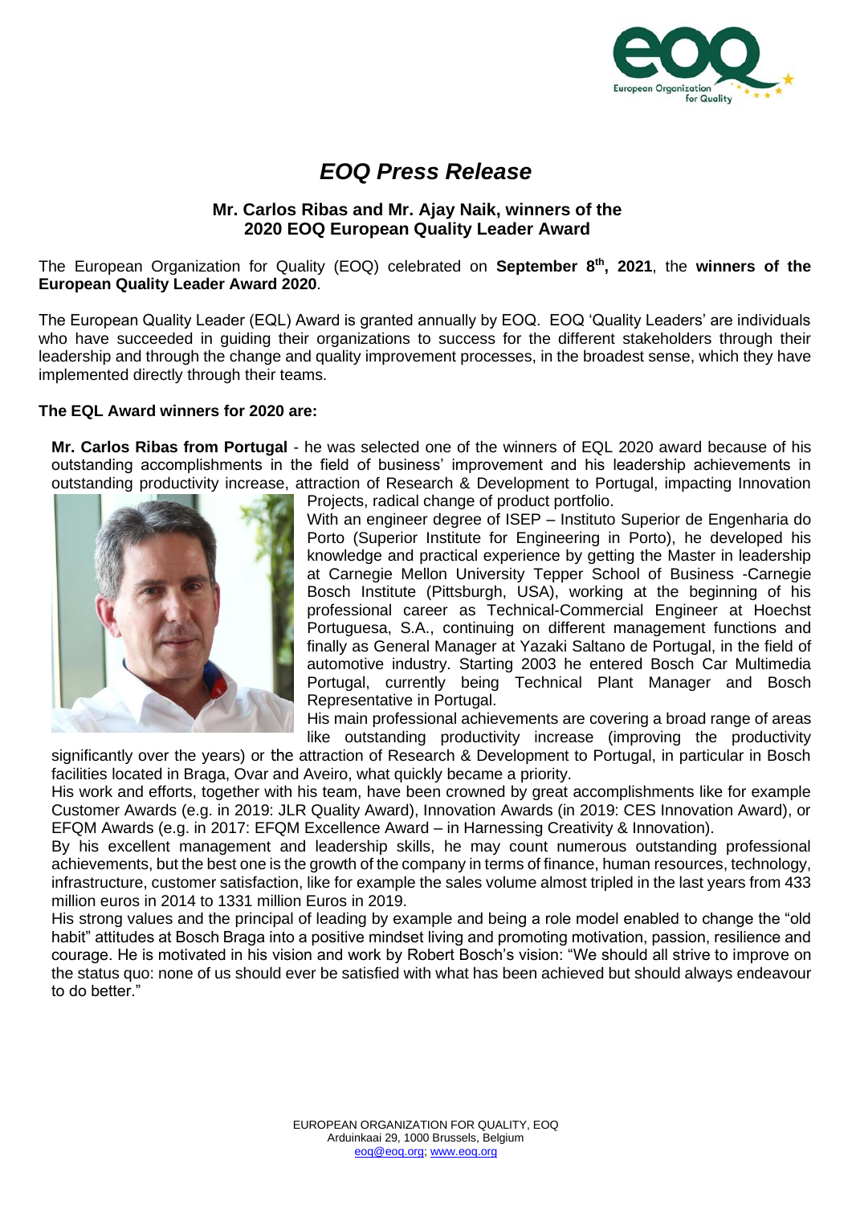# *EOQ Press Release*

**Mr. Carlos Ribas and Mr. Ajay Naik, winners of the 2020 EOQ European Quality Leader Award**

The European Organization for Quality (EOQ) celebrated on **September 8th, 2021**, the **winners of the European Quality Leader Award 2020**.

The European Quality Leader (EQL) Award is granted annually by EOQ. EOQ 'Quality Leaders' are individuals who have succeeded in guiding their organizations to success for the different stakeholders through their leadership and through the change and quality improvement processes, in the broadest sense, which they have implemented directly through their teams.

**The EQL Award winners for 2020 are:**

**Mr. Carlos Ribas from Portugal** - he was selected one of the winners of EQL 2020 award because of his outstanding accomplishments in the field of business' improvement and his leadership achievements in outstanding productivity increase, attraction of Research & Development to Portugal, impacting Innovation Projects, radical change of product portfolio.

With an engineer degree of ISEP – Instituto Superior de Engenharia do Porto (Superior Institute for Engineering in Porto), he developed his knowledge and practical experience by getting the Master in leadership at Carnegie Mellon University Tepper School of Business -Carnegie Bosch Institute (Pittsburgh, USA), working at the beginning of his professional career as Technical-Commercial Engineer at Hoechst Portuguesa, S.A., continuing on different management functions and finally as General Manager at Yazaki Saltano de Portugal, in the field of automotive industry. Starting 2003 he entered Bosch Car Multimedia Portugal, currently being Technical Plant Manager and Bosch Representative in Portugal.

His main professional achievements are covering a broad range of areas like outstanding productivity increase (improving the productivity significantly over the years) or the attraction of Research & Development to Portugal, in particular in Bosch facilities located in Braga, Ovar and Aveiro, what quickly became a priority.

His work and efforts, together with his team, have been crowned by great accomplishments like for example Customer Awards (e.g. in 2019: JLR Quality Award), Innovation Awards (in 2019: CES Innovation Award), or EFQM Awards (e.g. in 2017: EFQM Excellence Award – in Harnessing Creativity & Innovation).

By his excellent management and leadership skills, he may count numerous outstanding professional achievements, but the best one is the growth of the company in terms of finance, human resources, technology, infrastructure, customer satisfaction, like for example the sales volume almost tripled in the last years from 433 million euros in 2014 to 1331 million Euros in 2019.

His strong values and the principal of leading by example and being a role model enabled to change the "old habit" attitudes at Bosch Braga into a positive mindset living and promoting motivation, passion, resilience and courage. He is motivated in his vision and work by Robert Bosch's vision: "We should all strive to improve on the status quo: none of us should ever be satisfied with what has been achieved but should always endeavour to do better."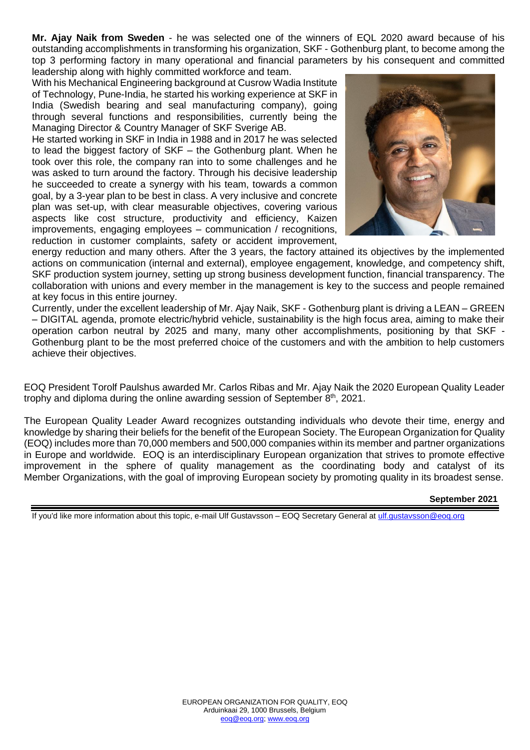**Mr. Ajay Naik from Sweden** - he was selected one of the winners of EQL 2020 award because of his outstanding accomplishments in transforming his organization, SKF - Gothenburg plant, to become among the top 3 performing factory in many operational and financial parameters by his consequent and committed leadership along with highly committed workforce and team.

With his Mechanical Engineering background at Cusrow Wadia Institute of Technology, Pune-India, he started his working experience at SKF in India (Swedish bearing and seal manufacturing company), going through several functions and responsibilities, currently being the Managing Director & Country Manager of SKF Sverige AB.

He started working in SKF in India in 1988 and in 2017 he was selected to lead the biggest factory of SKF – the Gothenburg plant. When he took over this role, the company ran into to some challenges and he was asked to turn around the factory. Through his decisive leadership he succeeded to create a synergy with his team, towards a common goal, by a 3-year plan to be best in class. A very inclusive and concrete plan was set-up, with clear measurable objectives, covering various aspects like cost structure, productivity and efficiency, Kaizen improvements, engaging employees – communication / recognitions, reduction in customer complaints, safety or accident improvement, energy reduction and many others. After the 3 years, the factory attained its objectives by the implemented actions on communication (internal and external), employee engagement, knowledge, and competency shift, SKF production system journey, setting up strong business development function, financial transparency. The collaboration with unions and every member in the management is key to the success and people remained at key focus in this entire journey.

Currently, under the excellent leadership of Mr. Ajay Naik, SKF - Gothenburg plant is driving a LEAN – GREEN – DIGITAL agenda, promote electric/hybrid vehicle, sustainability is the high focus area, aiming to make their operation carbon neutral by 2025 and many, many other accomplishments, positioning by that SKF - Gothenburg plant to be the most preferred choice of the customers and with the ambition to help customers achieve their objectives.

EOQ President Torolf Paulshus awarded Mr. Carlos Ribas and Mr. Ajay Naik the 2020 European Quality Leader trophy and diploma during the online awarding session of September 8th, 2021.

The European Quality Leader Award recognizes outstanding individuals who devote their time, energy and knowledge by sharing their beliefs for the benefit of the European Society. The European Organization for Quality (EOQ) includes more than 70,000 members and 500,000 companies within its member and partner organizations in Europe and worldwide. EOQ is an interdisciplinary European organization that strives to promote effective improvement in the sphere of quality management as the coordinating body and catalyst of its Member Organizations, with the goal of improving European society by promoting quality in its broadest sense.

**September 2021**

If you'd like more information about this topic, e-mail Ulf Gustavsson – EOQ Secretary General at ulf.gustavsson@eoq.org

EUROPEAN ORGANIZATION FOR QUALITY, EOQ
Arduinkaai 29, 1000 Brussels, Belgium
eoq@eoq.org; www.eoq.org